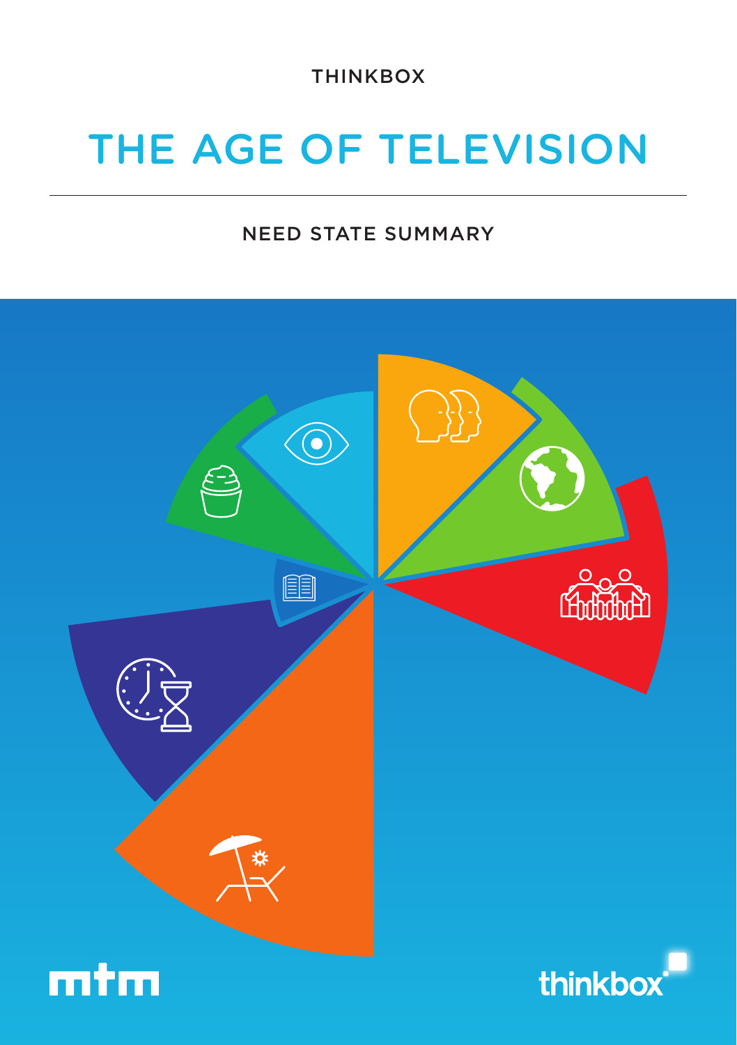THINKBOX

# THE AGE OF TELEVISION

## NEED STATE SUMMARY

mtm

thinkbox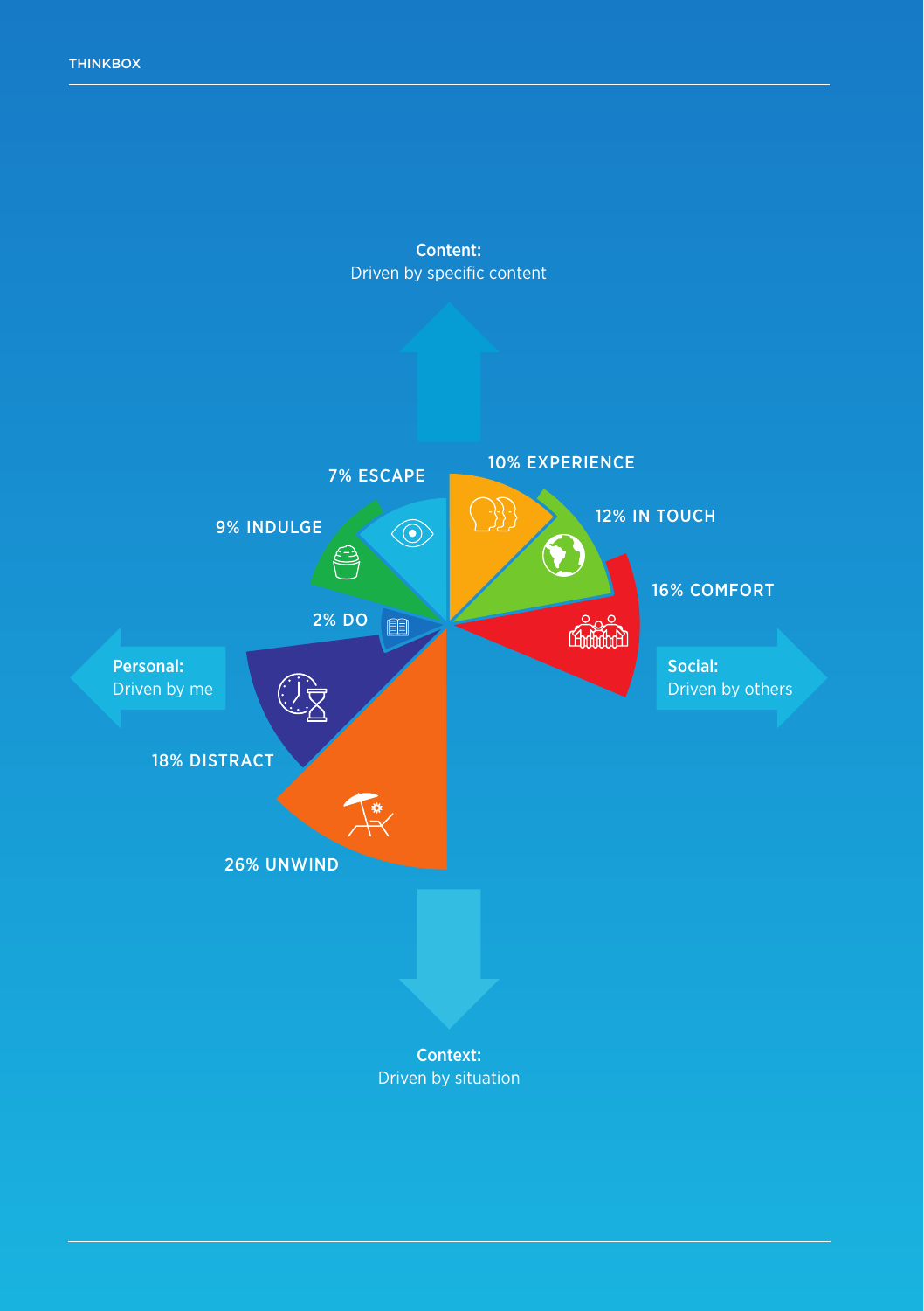**Content:**
Driven by specific content

**Personal:**
Driven by me

**Social:**
Driven by others

**Context:**
Driven by situation

- 10% EXPERIENCE
- 12% IN TOUCH
- 16% COMFORT
- 26% UNWIND
- 18% DISTRACT
- 2% DO
- 9% INDULGE
- 7% ESCAPE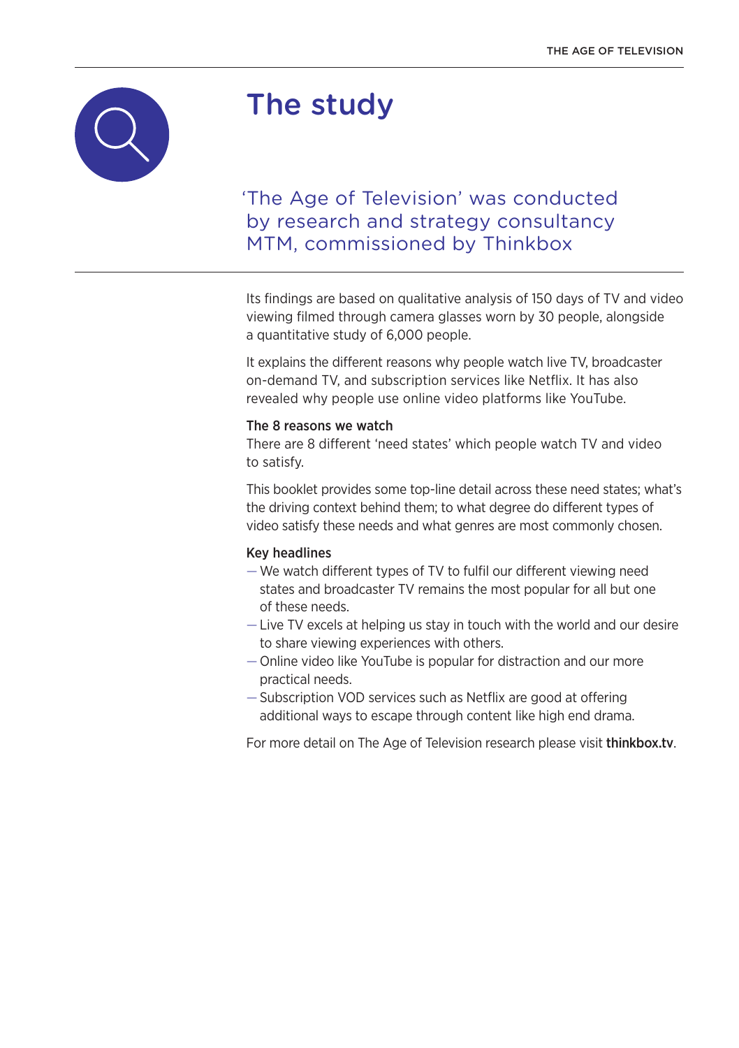# The study

## 'The Age of Television' was conducted by research and strategy consultancy MTM, commissioned by Thinkbox

Its findings are based on qualitative analysis of 150 days of TV and video viewing filmed through camera glasses worn by 30 people, alongside a quantitative study of 6,000 people.

It explains the different reasons why people watch live TV, broadcaster on-demand TV, and subscription services like Netflix. It has also revealed why people use online video platforms like YouTube.

**The 8 reasons we watch**

There are 8 different 'need states' which people watch TV and video to satisfy.

This booklet provides some top-line detail across these need states; what's the driving context behind them; to what degree do different types of video satisfy these needs and what genres are most commonly chosen.

**Key headlines**

- We watch different types of TV to fulfil our different viewing need states and broadcaster TV remains the most popular for all but one of these needs.
- Live TV excels at helping us stay in touch with the world and our desire to share viewing experiences with others.
- Online video like YouTube is popular for distraction and our more practical needs.
- Subscription VOD services such as Netflix are good at offering additional ways to escape through content like high end drama.

For more detail on The Age of Television research please visit **thinkbox.tv**.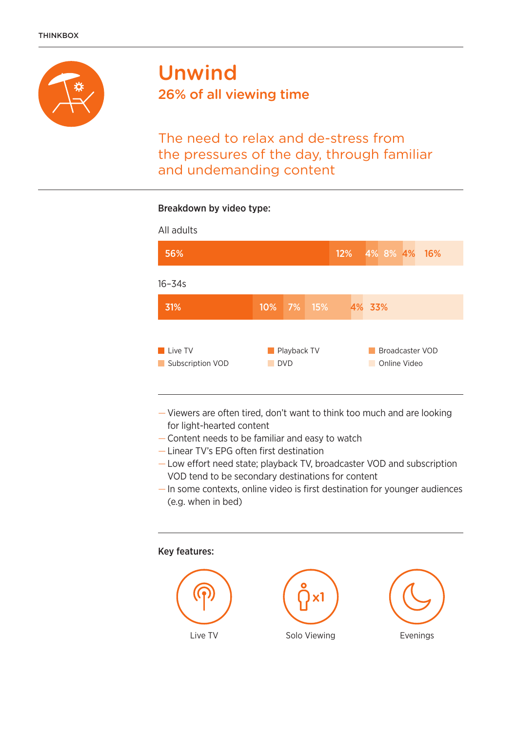# Unwind

## 26% of all viewing time

The need to relax and de-stress from the pressures of the day, through familiar and undemanding content

**Breakdown by video type:**

| | Live TV | Playback TV | Broadcaster VOD | Subscription VOD | DVD | Online Video |
|---|---|---|---|---|---|---|
| All adults | 56% | 12% | 4% | 8% | 4% | 16% |
| 16–34s | 31% | 10% | 7% | 15% | 4% | 33% |

- Viewers are often tired, don't want to think too much and are looking for light-hearted content
- Content needs to be familiar and easy to watch
- Linear TV's EPG often first destination
- Low effort need state; playback TV, broadcaster VOD and subscription VOD tend to be secondary destinations for content
- In some contexts, online video is first destination for younger audiences (e.g. when in bed)

**Key features:**

Live TV

Solo Viewing

Evenings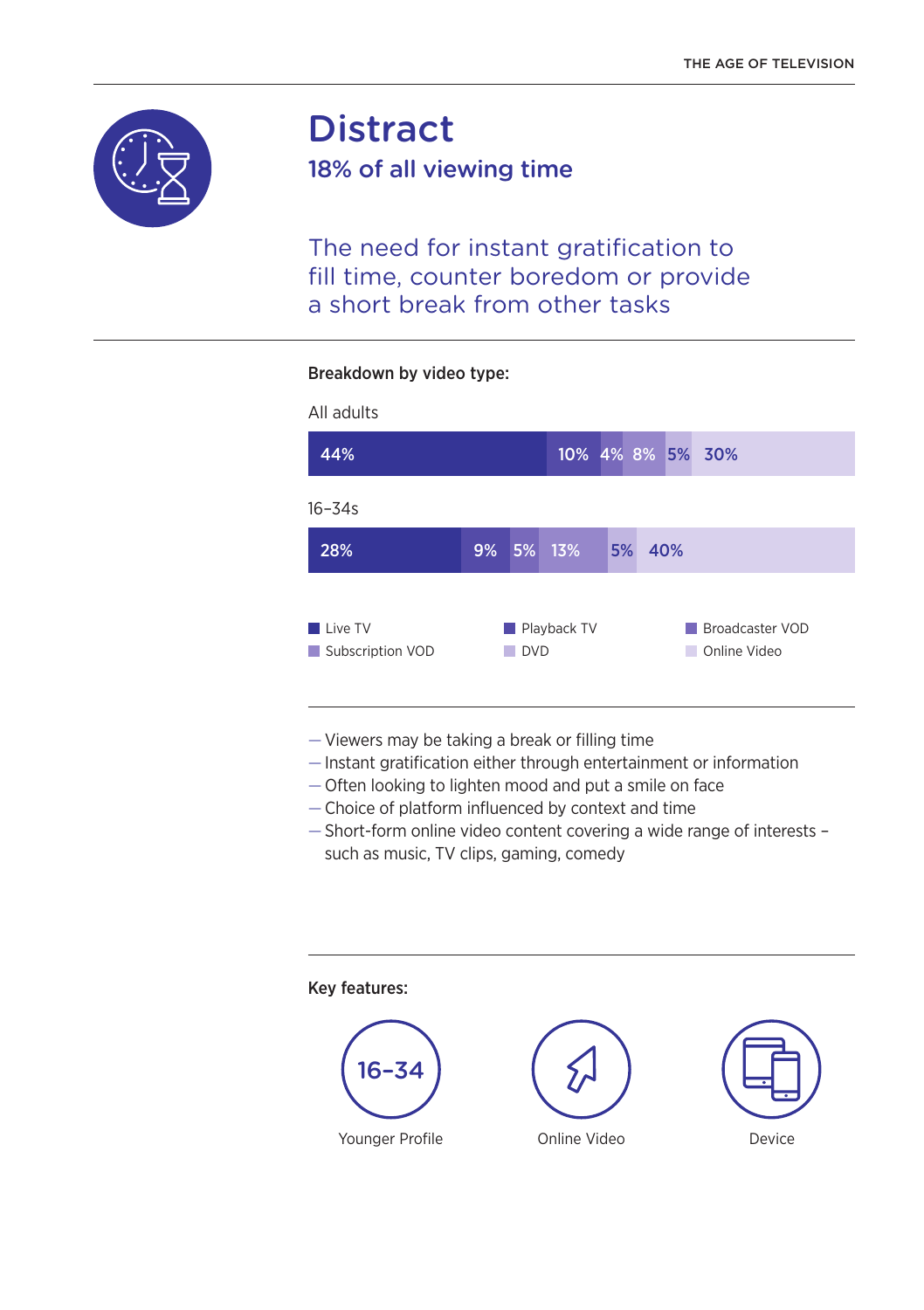# Distract

## 18% of all viewing time

The need for instant gratification to fill time, counter boredom or provide a short break from other tasks

**Breakdown by video type:**

| | Live TV | Playback TV | Broadcaster VOD | Subscription VOD | DVD | Online Video |
|---|---|---|---|---|---|---|
| All adults | 44% | 10% | 4% | 8% | 5% | 30% |
| 16–34s | 28% | 9% | 5% | 13% | 5% | 40% |

- Viewers may be taking a break or filling time
- Instant gratification either through entertainment or information
- Often looking to lighten mood and put a smile on face
- Choice of platform influenced by context and time
- Short-form online video content covering a wide range of interests – such as music, TV clips, gaming, comedy

**Key features:**

- 16–34 Younger Profile
- Online Video
- Device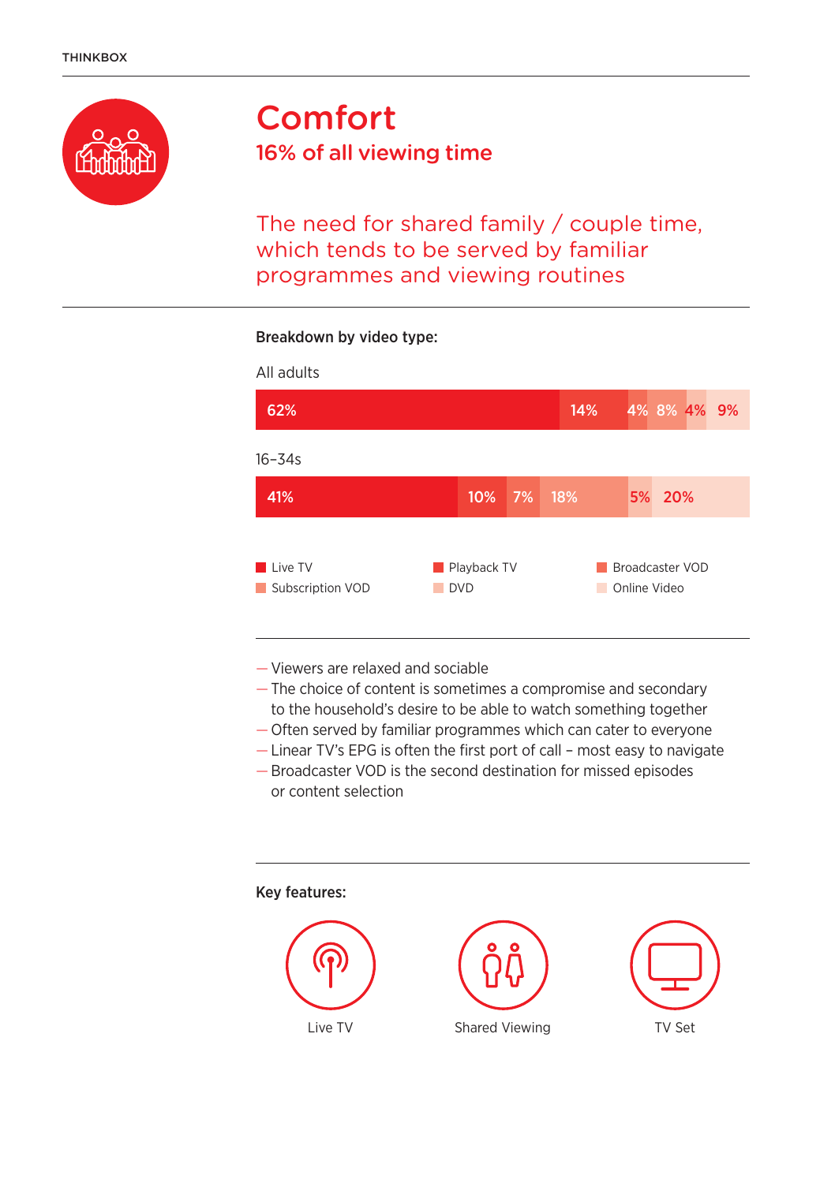# Comfort

## 16% of all viewing time

The need for shared family / couple time, which tends to be served by familiar programmes and viewing routines

**Breakdown by video type:**

| | Live TV | Playback TV | Broadcaster VOD | Subscription VOD | DVD | Online Video |
|---|---|---|---|---|---|---|
| All adults | 62% | 14% | 4% | 8% | 4% | 9% |
| 16–34s | 41% | 10% | 7% | 18% | 5% | 20% |

- Viewers are relaxed and sociable
- The choice of content is sometimes a compromise and secondary to the household's desire to be able to watch something together
- Often served by familiar programmes which can cater to everyone
- Linear TV's EPG is often the first port of call – most easy to navigate
- Broadcaster VOD is the second destination for missed episodes or content selection

**Key features:**

Live TV

Shared Viewing

TV Set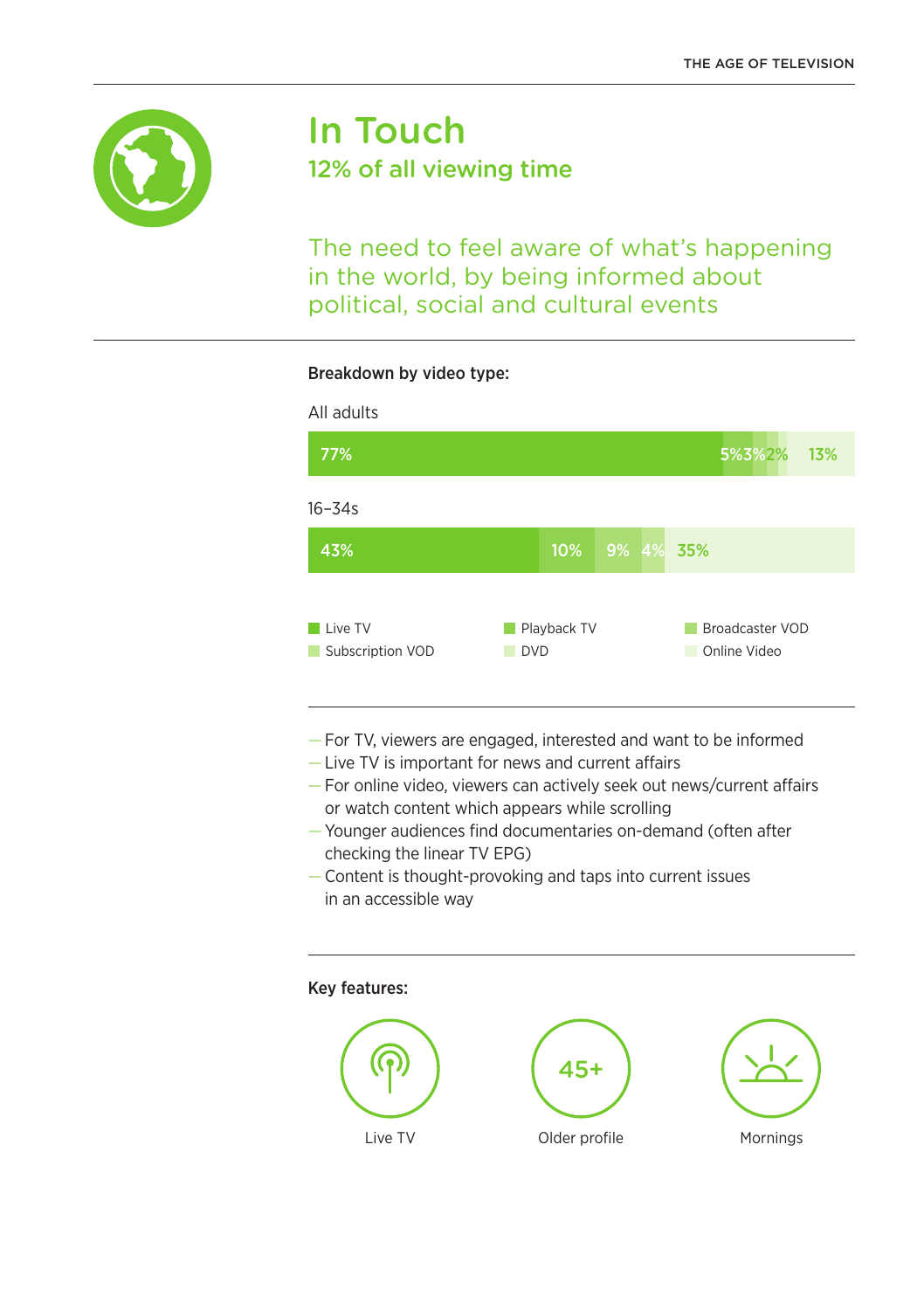# In Touch

## 12% of all viewing time

The need to feel aware of what's happening in the world, by being informed about political, social and cultural events

**Breakdown by video type:**

All adults

| Live TV | Playback TV | Broadcaster VOD | Subscription VOD | DVD | Online Video |
|---|---|---|---|---|---|
| 77% | 5% | 3% | 2% | | 13% |

16–34s

| Live TV | Playback TV | Broadcaster VOD | Subscription VOD | DVD | Online Video |
|---|---|---|---|---|---|
| 43% | 10% | 9% | 4% | | 35% |

- For TV, viewers are engaged, interested and want to be informed
- Live TV is important for news and current affairs
- For online video, viewers can actively seek out news/current affairs or watch content which appears while scrolling
- Younger audiences find documentaries on-demand (often after checking the linear TV EPG)
- Content is thought-provoking and taps into current issues in an accessible way

**Key features:**

- Live TV
- 45+ Older profile
- Mornings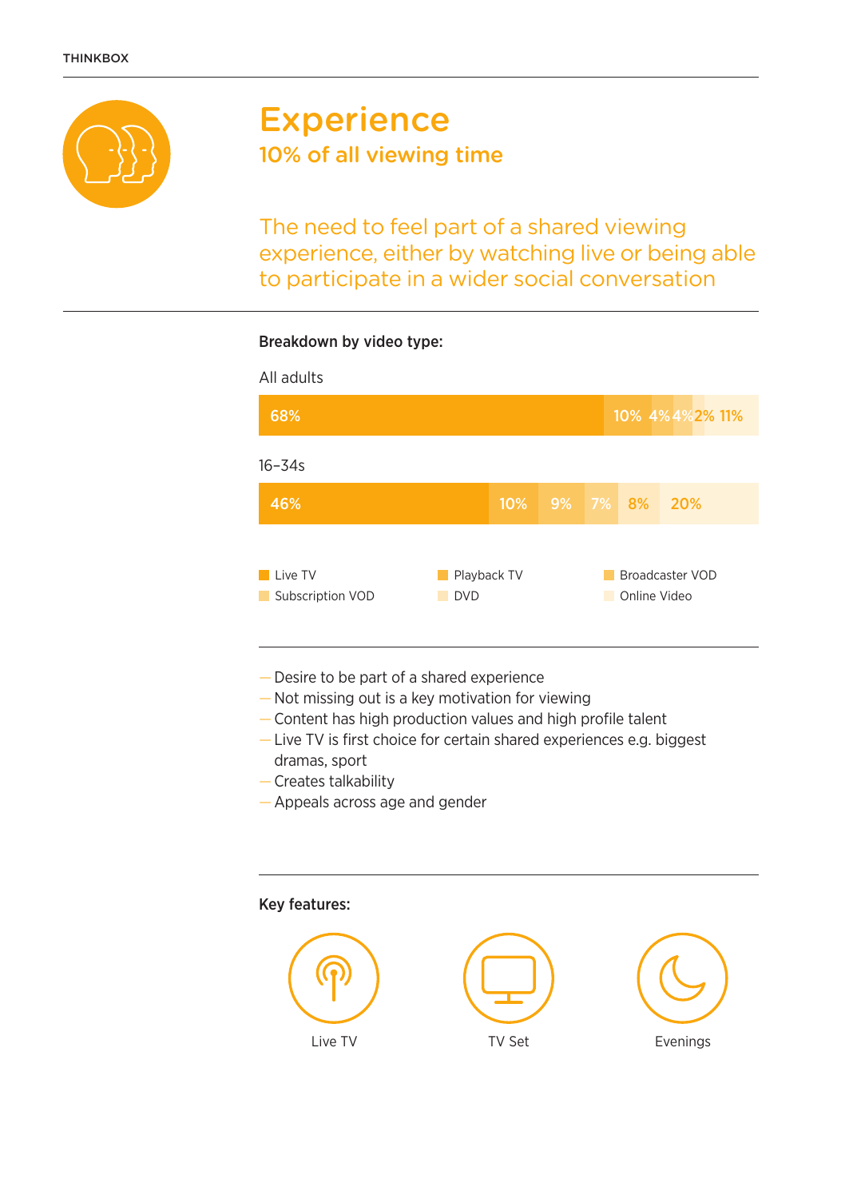# Experience

## 10% of all viewing time

The need to feel part of a shared viewing experience, either by watching live or being able to participate in a wider social conversation

**Breakdown by video type:**

| | Live TV | Playback TV | Broadcaster VOD | Subscription VOD | DVD | Online Video |
|---|---|---|---|---|---|---|
| All adults | 68% | 10% | 4% | 4% | 2% | 11% |
| 16–34s | 46% | 10% | 9% | 7% | 8% | 20% |

- Desire to be part of a shared experience
- Not missing out is a key motivation for viewing
- Content has high production values and high profile talent
- Live TV is first choice for certain shared experiences e.g. biggest dramas, sport
- Creates talkability
- Appeals across age and gender

**Key features:**

Live TV

TV Set

Evenings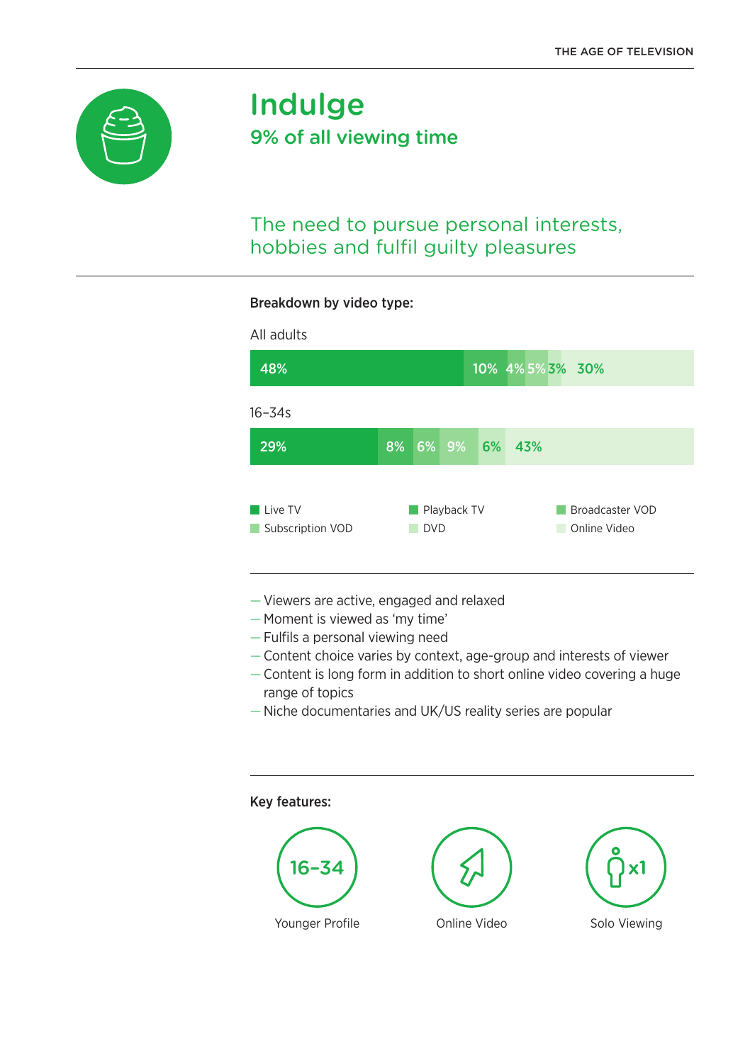# Indulge

## 9% of all viewing time

The need to pursue personal interests, hobbies and fulfil guilty pleasures

**Breakdown by video type:**

| | Live TV | Playback TV | Broadcaster VOD | Subscription VOD | DVD | Online Video |
|---|---|---|---|---|---|---|
| All adults | 48% | 10% | 4% | 5% | 3% | 30% |
| 16–34s | 29% | 8% | 6% | 9% | 6% | 43% |

- Viewers are active, engaged and relaxed
- Moment is viewed as 'my time'
- Fulfils a personal viewing need
- Content choice varies by context, age-group and interests of viewer
- Content is long form in addition to short online video covering a huge range of topics
- Niche documentaries and UK/US reality series are popular

**Key features:**

- 16–34 Younger Profile
- Online Video
- x1 Solo Viewing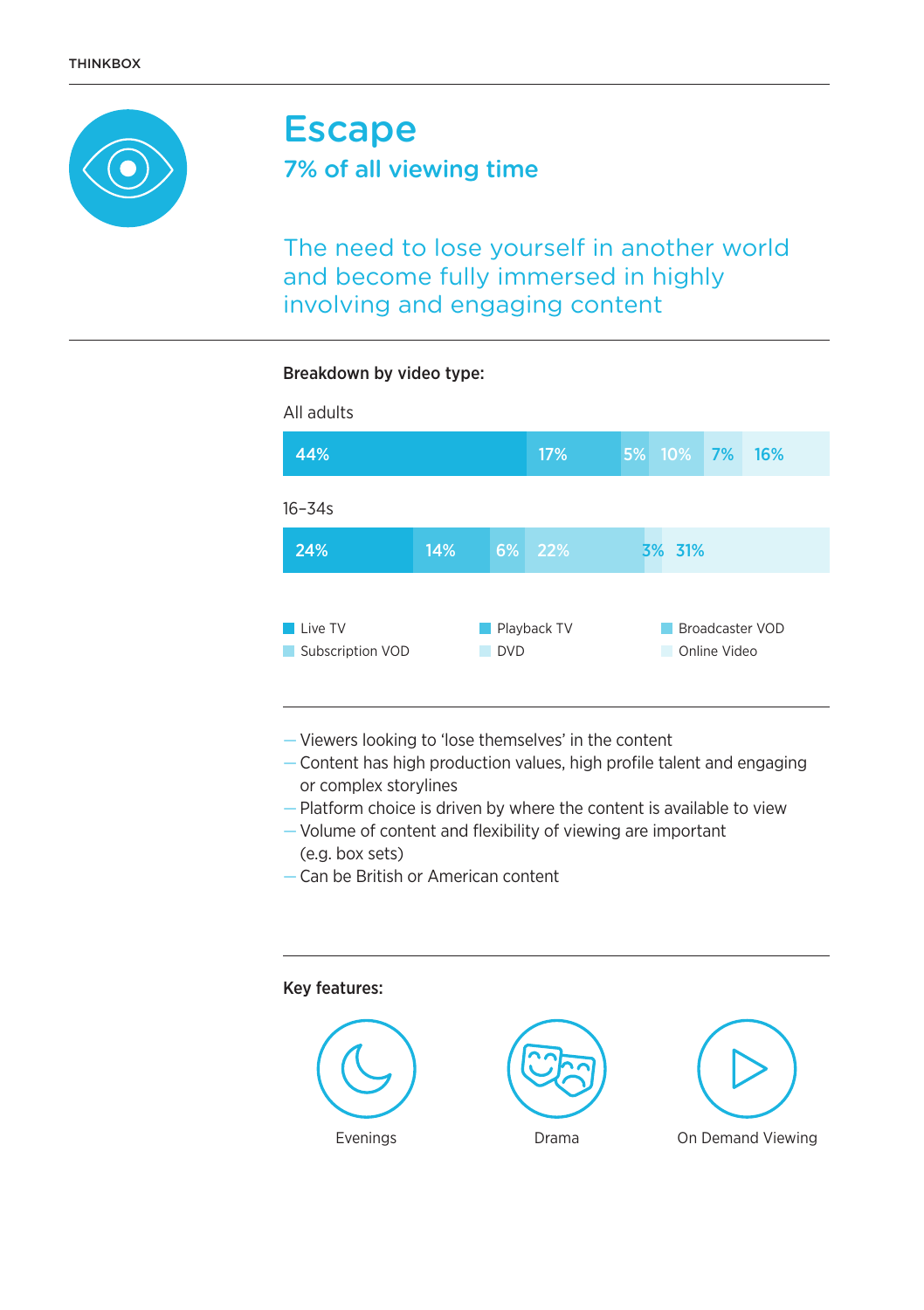# Escape

## 7% of all viewing time

The need to lose yourself in another world and become fully immersed in highly involving and engaging content

**Breakdown by video type:**

| | Live TV | Playback TV | Broadcaster VOD | Subscription VOD | DVD | Online Video |
|---|---|---|---|---|---|---|
| All adults | 44% | 17% | 5% | 10% | 7% | 16% |
| 16–34s | 24% | 14% | 6% | 22% | 3% | 31% |

- Viewers looking to 'lose themselves' in the content
- Content has high production values, high profile talent and engaging or complex storylines
- Platform choice is driven by where the content is available to view
- Volume of content and flexibility of viewing are important (e.g. box sets)
- Can be British or American content

**Key features:**

Evenings

Drama

On Demand Viewing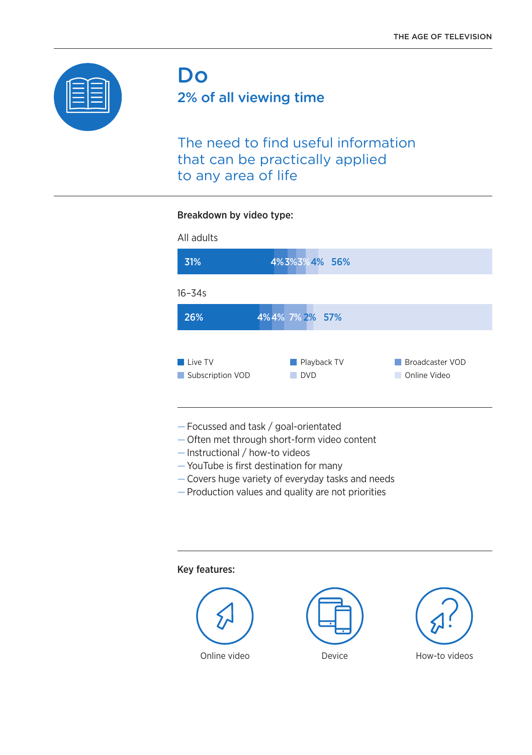# Do

## 2% of all viewing time

The need to find useful information that can be practically applied to any area of life

**Breakdown by video type:**

All adults

| Live TV | Playback TV | Broadcaster VOD | Subscription VOD | DVD | Online Video |
|---|---|---|---|---|---|
| 31% | 4% | 3% | 3% | 4% | 56% |

16–34s

| Live TV | Playback TV | Broadcaster VOD | Subscription VOD | DVD | Online Video |
|---|---|---|---|---|---|
| 26% | 4% | 4% | 7% | 2% | 57% |

- Focussed and task / goal-orientated
- Often met through short-form video content
- Instructional / how-to videos
- YouTube is first destination for many
- Covers huge variety of everyday tasks and needs
- Production values and quality are not priorities

**Key features:**

Online video

Device

How-to videos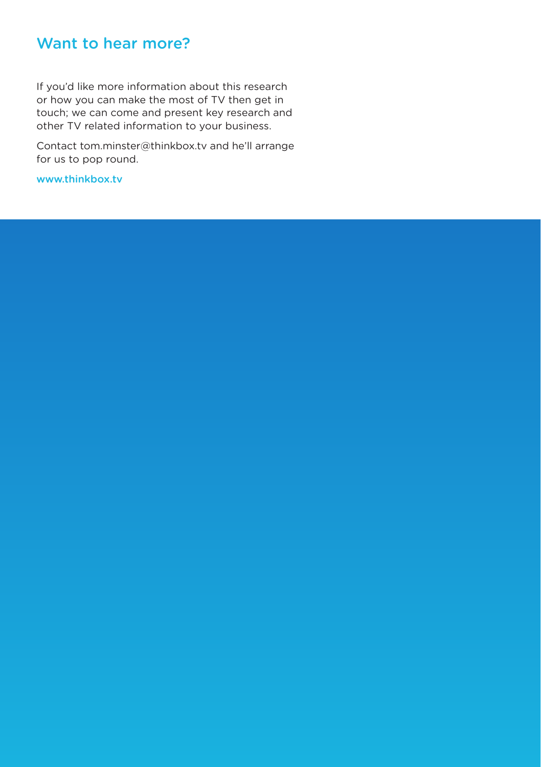## Want to hear more?

If you'd like more information about this research or how you can make the most of TV then get in touch; we can come and present key research and other TV related information to your business.

Contact tom.minster@thinkbox.tv and he'll arrange for us to pop round.

www.thinkbox.tv